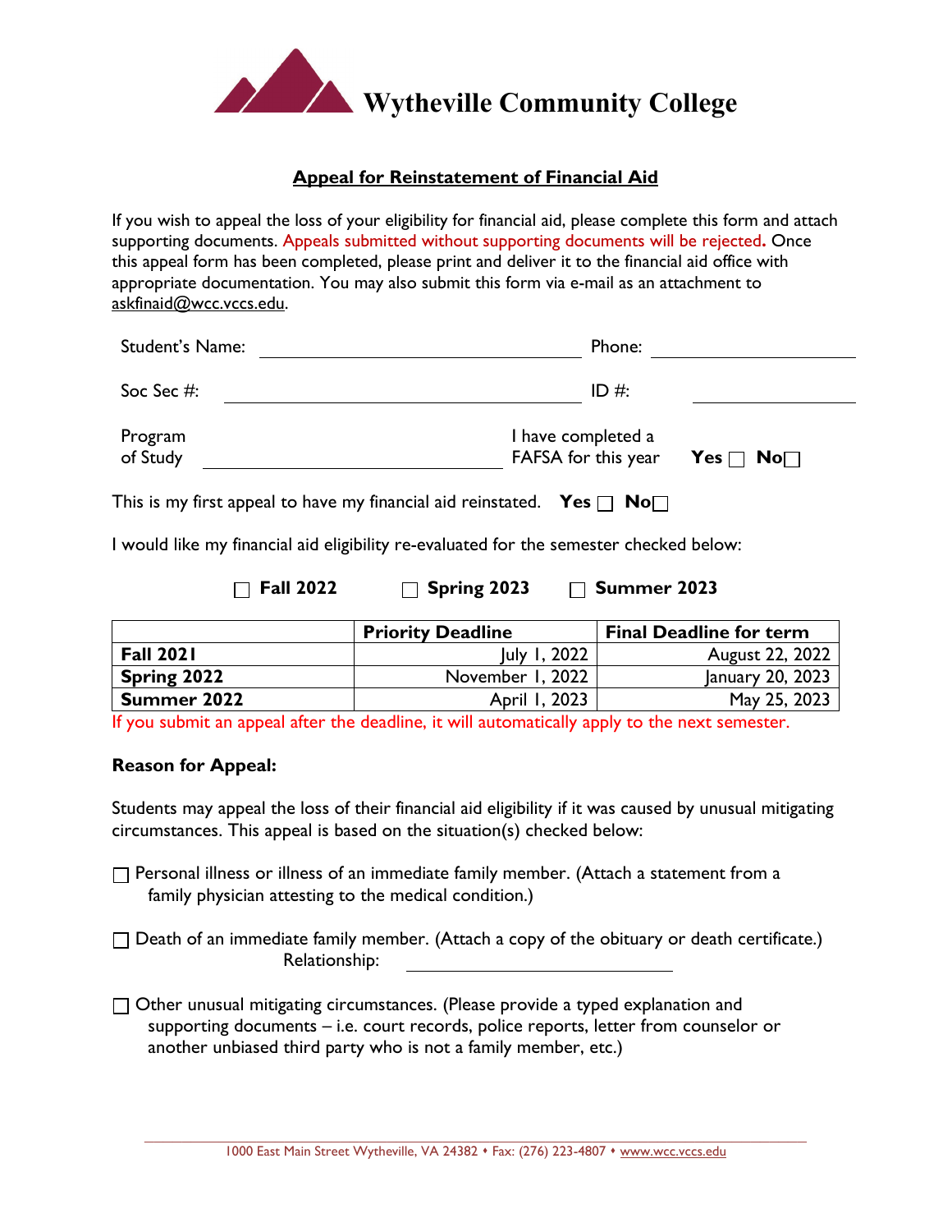# Wytheville Community College

## Appeal for Reinstatement of Financial Aid

If you wish to appeal the loss of your eligibility for financial aid, please complete this form and attach supporting documents. Appeals submitted without supporting documents will be rejected**.** Once this appeal form has been completed, please print and deliver it to the financial aid office with appropriate documentation. You may also submit this form via e-mail as an attachment to askfinaid@wcc.vccs.edu.

Student's Name: ______________________________ Phone: ____________________

Soc Sec #: ______________________________ ID #: ____________________

Program of Study ______________________________ I have completed a FAFSA for this year **Yes** ☐ **No** ☐

This is my first appeal to have my financial aid reinstated. **Yes** ☐ **No** ☐

I would like my financial aid eligibility re-evaluated for the semester checked below:

☐ **Fall 2022** ☐ **Spring 2023** ☐ **Summer 2023**

| | **Priority Deadline** | **Final Deadline for term** |
|---|---|---|
| **Fall 2021** | July 1, 2022 | August 22, 2022 |
| **Spring 2022** | November 1, 2022 | January 20, 2023 |
| **Summer 2022** | April 1, 2023 | May 25, 2023 |

If you submit an appeal after the deadline, it will automatically apply to the next semester.

**Reason for Appeal:**

Students may appeal the loss of their financial aid eligibility if it was caused by unusual mitigating circumstances. This appeal is based on the situation(s) checked below:

☐ Personal illness or illness of an immediate family member. (Attach a statement from a family physician attesting to the medical condition.)

☐ Death of an immediate family member. (Attach a copy of the obituary or death certificate.)
Relationship: ____________________

☐ Other unusual mitigating circumstances. (Please provide a typed explanation and supporting documents – i.e. court records, police reports, letter from counselor or another unbiased third party who is not a family member, etc.)

1000 East Main Street Wytheville, VA 24382 • Fax: (276) 223-4807 • www.wcc.vccs.edu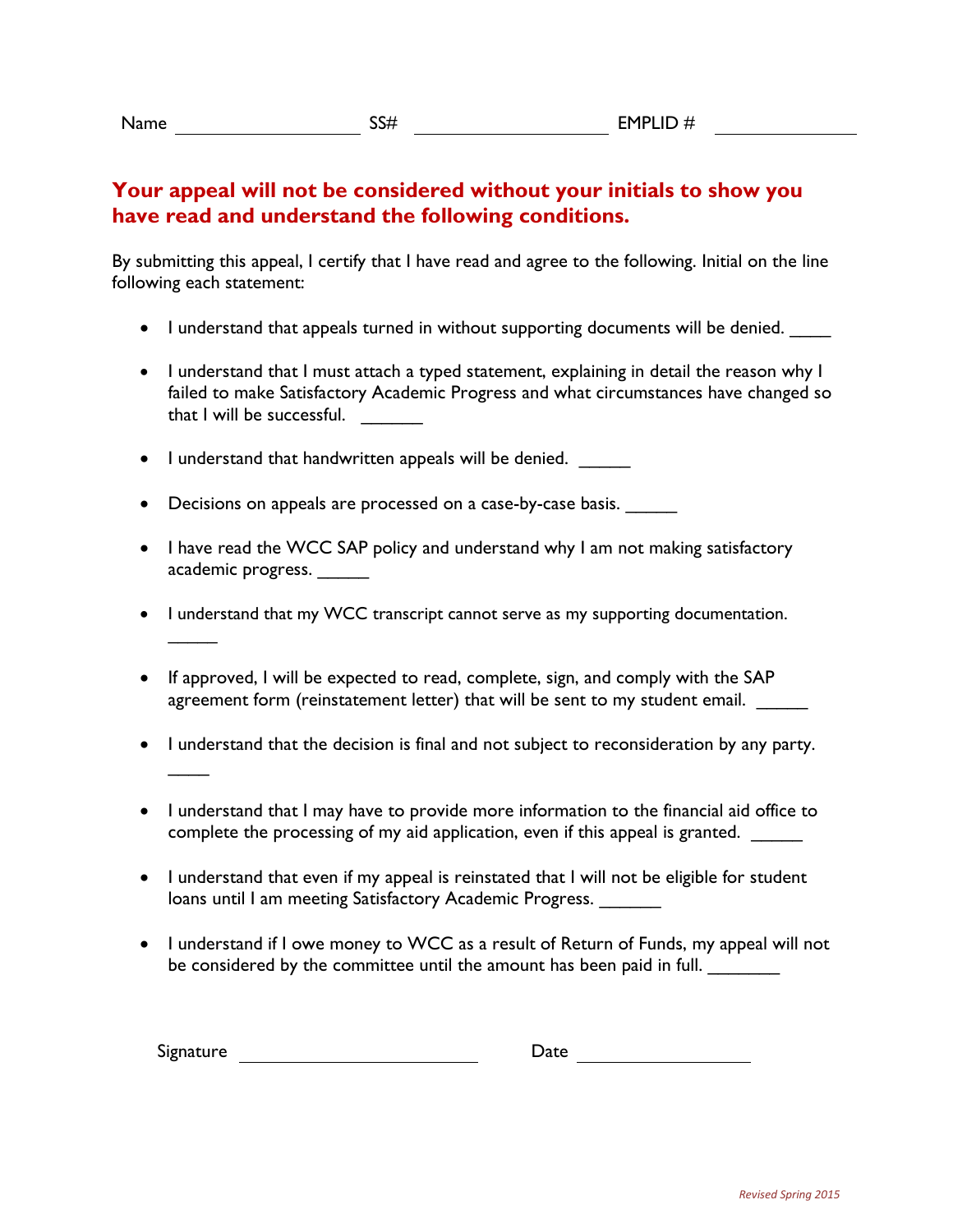Name \_\_\_\_\_\_\_\_\_\_\_\_\_\_\_\_\_\_\_\_ SS# \_\_\_\_\_\_\_\_\_\_\_\_\_\_\_\_\_\_\_\_ EMPLID # \_\_\_\_\_\_\_\_\_\_\_\_\_\_\_\_

**Your appeal will not be considered without your initials to show you have read and understand the following conditions.**

By submitting this appeal, I certify that I have read and agree to the following. Initial on the line following each statement:

- I understand that appeals turned in without supporting documents will be denied. \_\_\_\_
- I understand that I must attach a typed statement, explaining in detail the reason why I failed to make Satisfactory Academic Progress and what circumstances have changed so that I will be successful. \_\_\_\_\_\_
- I understand that handwritten appeals will be denied. \_\_\_\_\_
- Decisions on appeals are processed on a case-by-case basis. \_\_\_\_\_
- I have read the WCC SAP policy and understand why I am not making satisfactory academic progress. \_\_\_\_\_
- I understand that my WCC transcript cannot serve as my supporting documentation. \_\_\_\_\_
- If approved, I will be expected to read, complete, sign, and comply with the SAP agreement form (reinstatement letter) that will be sent to my student email. \_\_\_\_\_
- I understand that the decision is final and not subject to reconsideration by any party. \_\_\_\_
- I understand that I may have to provide more information to the financial aid office to complete the processing of my aid application, even if this appeal is granted. \_\_\_\_\_
- I understand that even if my appeal is reinstated that I will not be eligible for student loans until I am meeting Satisfactory Academic Progress. \_\_\_\_\_\_
- I understand if I owe money to WCC as a result of Return of Funds, my appeal will not be considered by the committee until the amount has been paid in full. \_\_\_\_\_\_\_

Signature \_\_\_\_\_\_\_\_\_\_\_\_\_\_\_\_\_\_\_\_\_\_\_\_\_ Date \_\_\_\_\_\_\_\_\_\_\_\_\_\_\_\_\_\_

*Revised Spring 2015*